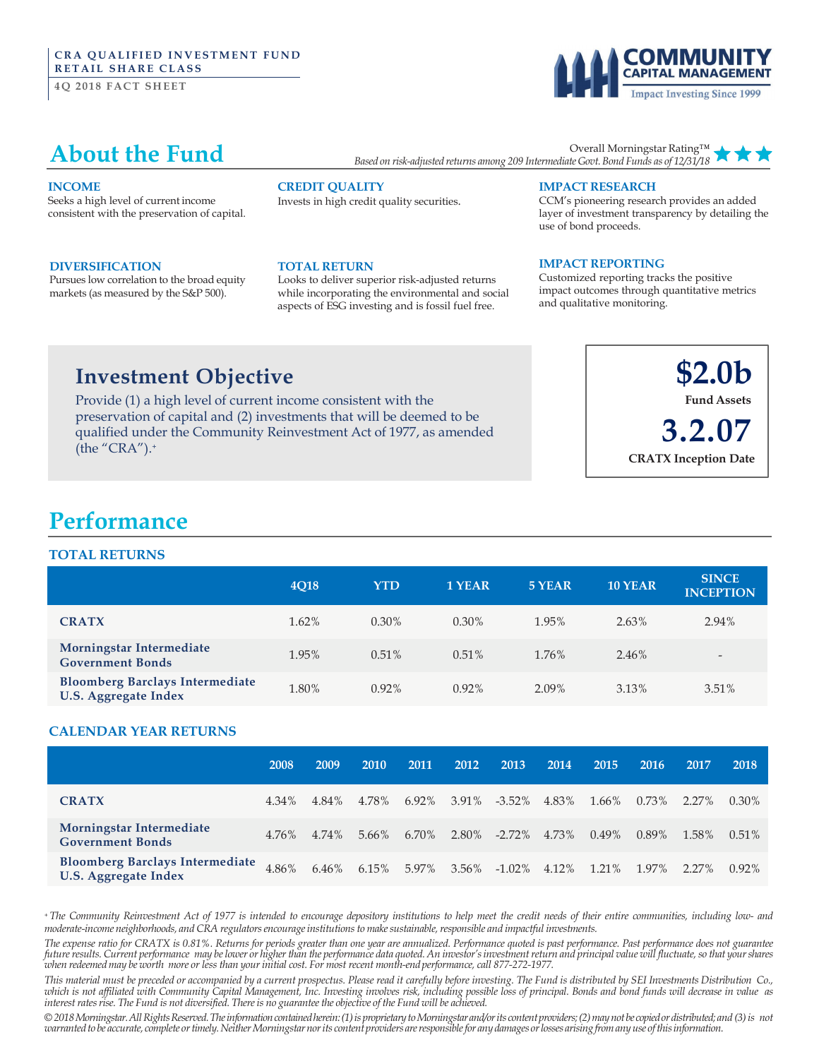CRA QUALIFIED INVESTMENT FUND
RETAIL SHARE CLASS

4Q 2018 FACT SHEET

COMMUNITY CAPITAL MANAGEMENT
Impact Investing Since 1999

# About the Fund

Overall Morningstar Rating™ ★★★
*Based on risk-adjusted returns among 209 Intermediate Govt. Bond Funds as of 12/31/18*

### INCOME
Seeks a high level of current income consistent with the preservation of capital.

### CREDIT QUALITY
Invests in high credit quality securities.

### IMPACT RESEARCH
CCM's pioneering research provides an added layer of investment transparency by detailing the use of bond proceeds.

### DIVERSIFICATION
Pursues low correlation to the broad equity markets (as measured by the S&P 500).

### TOTAL RETURN
Looks to deliver superior risk-adjusted returns while incorporating the environmental and social aspects of ESG investing and is fossil fuel free.

### IMPACT REPORTING
Customized reporting tracks the positive impact outcomes through quantitative metrics and qualitative monitoring.

## Investment Objective

Provide (1) a high level of current income consistent with the preservation of capital and (2) investments that will be deemed to be qualified under the Community Reinvestment Act of 1977, as amended (the "CRA").+

**$2.0b**
Fund Assets

**3.2.07**
CRATX Inception Date

# Performance

### TOTAL RETURNS

| | 4Q18 | YTD | 1 YEAR | 5 YEAR | 10 YEAR | SINCE INCEPTION |
|---|---|---|---|---|---|---|
| **CRATX** | 1.62% | 0.30% | 0.30% | 1.95% | 2.63% | 2.94% |
| **Morningstar Intermediate Government Bonds** | 1.95% | 0.51% | 0.51% | 1.76% | 2.46% | - |
| **Bloomberg Barclays Intermediate U.S. Aggregate Index** | 1.80% | 0.92% | 0.92% | 2.09% | 3.13% | 3.51% |

### CALENDAR YEAR RETURNS

| | 2008 | 2009 | 2010 | 2011 | 2012 | 2013 | 2014 | 2015 | 2016 | 2017 | 2018 |
|---|---|---|---|---|---|---|---|---|---|---|---|
| **CRATX** | 4.34% | 4.84% | 4.78% | 6.92% | 3.91% | -3.52% | 4.83% | 1.66% | 0.73% | 2.27% | 0.30% |
| **Morningstar Intermediate Government Bonds** | 4.76% | 4.74% | 5.66% | 6.70% | 2.80% | -2.72% | 4.73% | 0.49% | 0.89% | 1.58% | 0.51% |
| **Bloomberg Barclays Intermediate U.S. Aggregate Index** | 4.86% | 6.46% | 6.15% | 5.97% | 3.56% | -1.02% | 4.12% | 1.21% | 1.97% | 2.27% | 0.92% |

*+ The Community Reinvestment Act of 1977 is intended to encourage depository institutions to help meet the credit needs of their entire communities, including low- and moderate-income neighborhoods, and CRA regulators encourage institutions to make sustainable, responsible and impactful investments.*

*The expense ratio for CRATX is 0.81%. Returns for periods greater than one year are annualized. Performance quoted is past performance. Past performance does not guarantee future results. Current performance may be lower or higher than the performance data quoted. An investor's investment return and principal value will fluctuate, so that your shares when redeemed may be worth more or less than your initial cost. For most recent month-end performance, call 877-272-1977.*

*This material must be preceded or accompanied by a current prospectus. Please read it carefully before investing. The Fund is distributed by SEI Investments Distribution Co., which is not affiliated with Community Capital Management, Inc. Investing involves risk, including possible loss of principal. Bonds and bond funds will decrease in value as interest rates rise. The Fund is not diversified. There is no guarantee the objective of the Fund will be achieved.*

*© 2018 Morningstar. All Rights Reserved. The information contained herein: (1) is proprietary to Morningstar and/or its content providers; (2) may not be copied or distributed; and (3) is not warranted to be accurate, complete or timely. Neither Morningstar nor its content providers are responsible for any damages or losses arising from any use of this information.*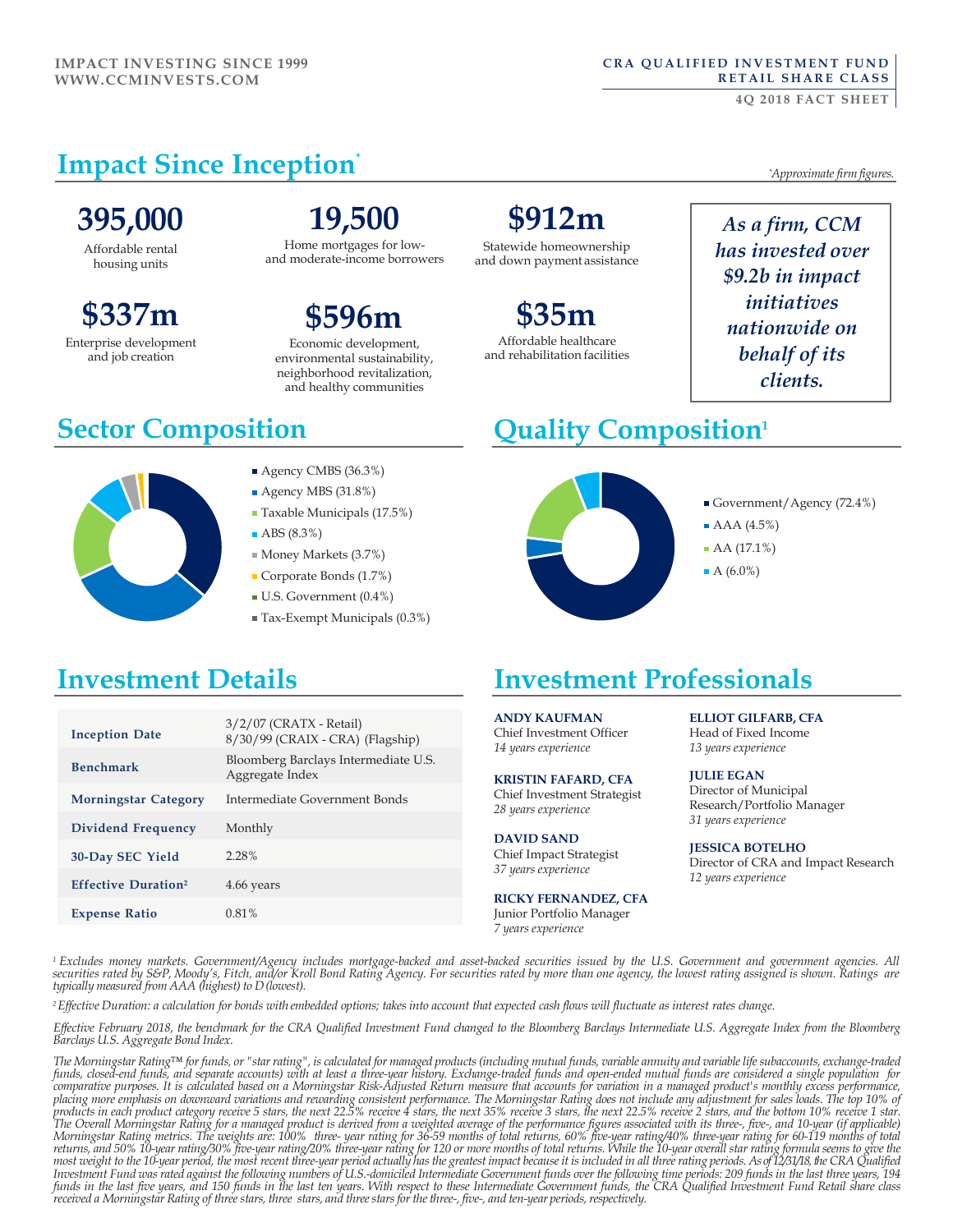IMPACT INVESTING SINCE 1999
WWW.CCMINVESTS.COM

**CRA QUALIFIED INVESTMENT FUND**
**RETAIL SHARE CLASS**
**4Q 2018 FACT SHEET**

## Impact Since Inception*

*Approximate firm figures.*

**395,000**
Affordable rental housing units

**19,500**
Home mortgages for low- and moderate-income borrowers

**$912m**
Statewide homeownership and down payment assistance

**$337m**
Enterprise development and job creation

**$596m**
Economic development, environmental sustainability, neighborhood revitalization, and healthy communities

**$35m**
Affordable healthcare and rehabilitation facilities

***As a firm, CCM has invested over $9.2b in impact initiatives nationwide on behalf of its clients.***

## Sector Composition

- Agency CMBS (36.3%)
- Agency MBS (31.8%)
- Taxable Municipals (17.5%)
- ABS (8.3%)
- Money Markets (3.7%)
- Corporate Bonds (1.7%)
- U.S. Government (0.4%)
- Tax-Exempt Municipals (0.3%)

## Quality Composition[1]

- Government/Agency (72.4%)
- AAA (4.5%)
- AA (17.1%)
- A (6.0%)

## Investment Details

| | |
|---|---|
| **Inception Date** | 3/2/07 (CRATX - Retail)<br>8/30/99 (CRAIX - CRA) (Flagship) |
| **Benchmark** | Bloomberg Barclays Intermediate U.S. Aggregate Index |
| **Morningstar Category** | Intermediate Government Bonds |
| **Dividend Frequency** | Monthly |
| **30-Day SEC Yield** | 2.28% |
| **Effective Duration[2]** | 4.66 years |
| **Expense Ratio** | 0.81% |

## Investment Professionals

**ANDY KAUFMAN**
Chief Investment Officer
*14 years experience*

**KRISTIN FAFARD, CFA**
Chief Investment Strategist
*28 years experience*

**DAVID SAND**
Chief Impact Strategist
*37 years experience*

**RICKY FERNANDEZ, CFA**
Junior Portfolio Manager
*7 years experience*

**ELLIOT GILFARB, CFA**
Head of Fixed Income
*13 years experience*

**JULIE EGAN**
Director of Municipal Research/Portfolio Manager
*31 years experience*

**JESSICA BOTELHO**
Director of CRA and Impact Research
*12 years experience*

*[1] Excludes money markets. Government/Agency includes mortgage-backed and asset-backed securities issued by the U.S. Government and government agencies. All securities rated by S&P, Moody's, Fitch, and/or Kroll Bond Rating Agency. For securities rated by more than one agency, the lowest rating assigned is shown. Ratings are typically measured from AAA (highest) to D (lowest).*

*[2] Effective Duration: a calculation for bonds with embedded options; takes into account that expected cash flows will fluctuate as interest rates change.*

*Effective February 2018, the benchmark for the CRA Qualified Investment Fund changed to the Bloomberg Barclays Intermediate U.S. Aggregate Index from the Bloomberg Barclays U.S. Aggregate Bond Index.*

*The Morningstar Rating™ for funds, or "star rating", is calculated for managed products (including mutual funds, variable annuity and variable life subaccounts, exchange-traded funds, closed-end funds, and separate accounts) with at least a three-year history. Exchange-traded funds and open-ended mutual funds are considered a single population for comparative purposes. It is calculated based on a Morningstar Risk-Adjusted Return measure that accounts for variation in a managed product's monthly excess performance, placing more emphasis on downward variations and rewarding consistent performance. The Morningstar Rating does not include any adjustment for sales loads. The top 10% of products in each product category receive 5 stars, the next 22.5% receive 4 stars, the next 35% receive 3 stars, the next 22.5% receive 2 stars, and the bottom 10% receive 1 star. The Overall Morningstar Rating for a managed product is derived from a weighted average of the performance figures associated with its three-, five-, and 10-year (if applicable) Morningstar Rating metrics. The weights are: 100% three- year rating for 36-59 months of total returns, 60% five-year rating/40% three-year rating for 60-119 months of total returns, and 50% 10-year rating/30% five-year rating/20% three-year rating for 120 or more months of total returns. While the 10-year overall star rating formula seems to give the most weight to the 10-year period, the most recent three-year period actually has the greatest impact because it is included in all three rating periods. As of 12/31/18, the CRA Qualified Investment Fund was rated against the following numbers of U.S.-domiciled Intermediate Government funds over the following time periods: 209 funds in the last three years, 194 funds in the last five years, and 150 funds in the last ten years. With respect to these Intermediate Government funds, the CRA Qualified Investment Fund Retail share class received a Morningstar Rating of three stars, three stars, and three stars for the three-, five-, and ten-year periods, respectively.*